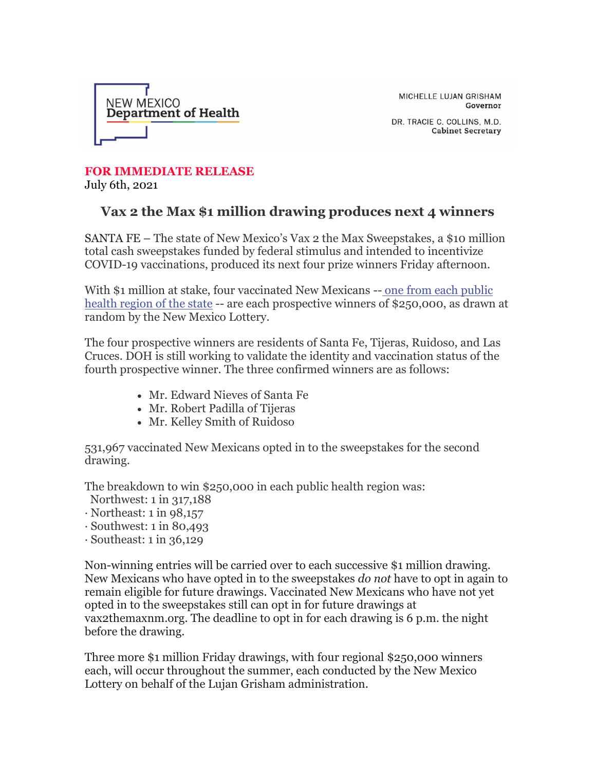NEW MEXICO
Department of Health

MICHELLE LUJAN GRISHAM
Governor

DR. TRACIE C. COLLINS, M.D.
Cabinet Secretary

**FOR IMMEDIATE RELEASE**
July 6th, 2021

## Vax 2 the Max $1 million drawing produces next 4 winners

SANTA FE – The state of New Mexico's Vax 2 the Max Sweepstakes, a $10 million total cash sweepstakes funded by federal stimulus and intended to incentivize COVID-19 vaccinations, produced its next four prize winners Friday afternoon.

With $1 million at stake, four vaccinated New Mexicans -- one from each public health region of the state -- are each prospective winners of $250,000, as drawn at random by the New Mexico Lottery.

The four prospective winners are residents of Santa Fe, Tijeras, Ruidoso, and Las Cruces. DOH is still working to validate the identity and vaccination status of the fourth prospective winner. The three confirmed winners are as follows:

- Mr. Edward Nieves of Santa Fe
- Mr. Robert Padilla of Tijeras
- Mr. Kelley Smith of Ruidoso

531,967 vaccinated New Mexicans opted in to the sweepstakes for the second drawing.

The breakdown to win $250,000 in each public health region was:
Northwest: 1 in 317,188
· Northeast: 1 in 98,157
· Southwest: 1 in 80,493
· Southeast: 1 in 36,129

Non-winning entries will be carried over to each successive $1 million drawing. New Mexicans who have opted in to the sweepstakes *do not* have to opt in again to remain eligible for future drawings. Vaccinated New Mexicans who have not yet opted in to the sweepstakes still can opt in for future drawings at vax2themaxnm.org. The deadline to opt in for each drawing is 6 p.m. the night before the drawing.

Three more $1 million Friday drawings, with four regional $250,000 winners each, will occur throughout the summer, each conducted by the New Mexico Lottery on behalf of the Lujan Grisham administration.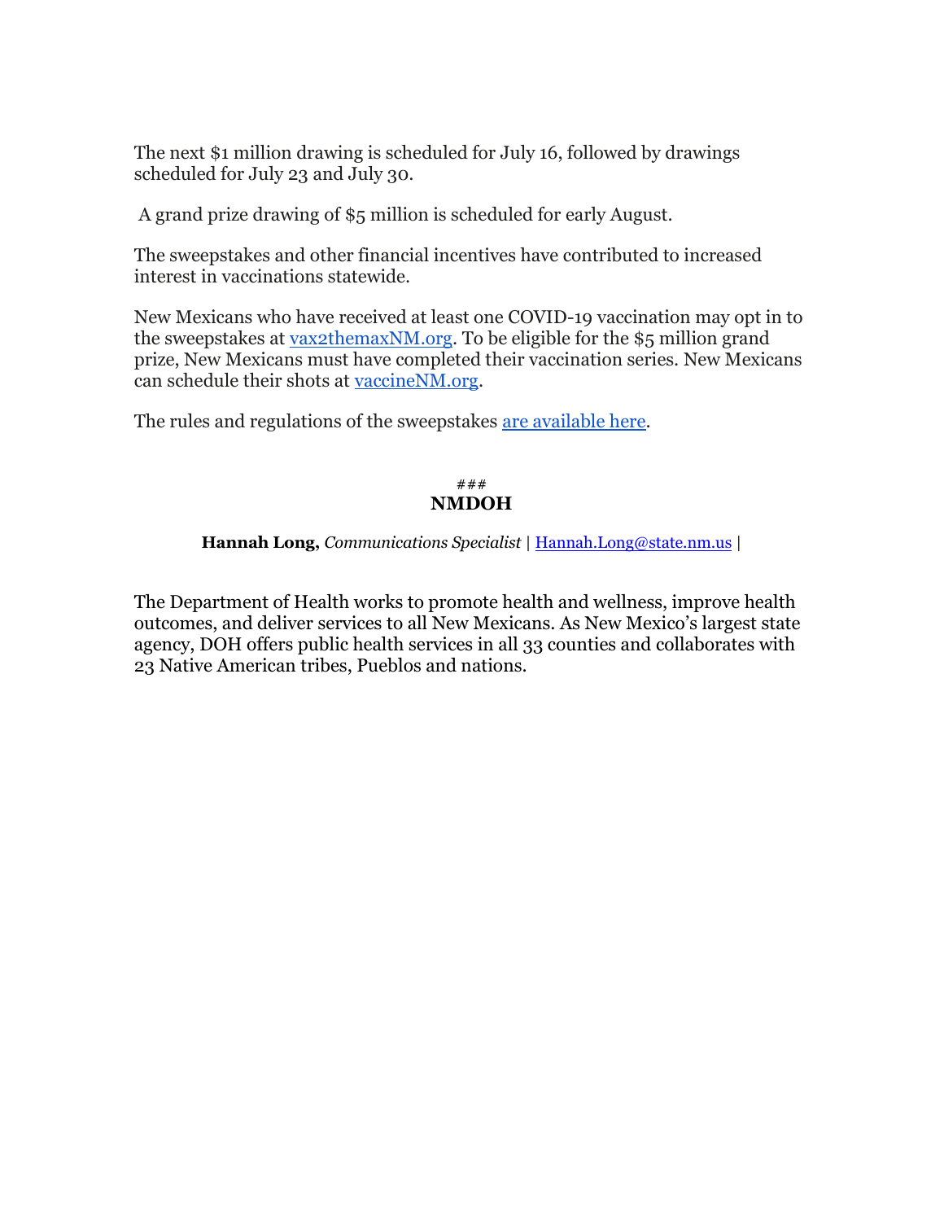The next $1 million drawing is scheduled for July 16, followed by drawings scheduled for July 23 and July 30.

A grand prize drawing of $5 million is scheduled for early August.

The sweepstakes and other financial incentives have contributed to increased interest in vaccinations statewide.

New Mexicans who have received at least one COVID-19 vaccination may opt in to the sweepstakes at vax2themaxNM.org. To be eligible for the $5 million grand prize, New Mexicans must have completed their vaccination series. New Mexicans can schedule their shots at vaccineNM.org.

The rules and regulations of the sweepstakes are available here.

###

**NMDOH**

**Hannah Long,** *Communications Specialist* | Hannah.Long@state.nm.us |

The Department of Health works to promote health and wellness, improve health outcomes, and deliver services to all New Mexicans. As New Mexico's largest state agency, DOH offers public health services in all 33 counties and collaborates with 23 Native American tribes, Pueblos and nations.